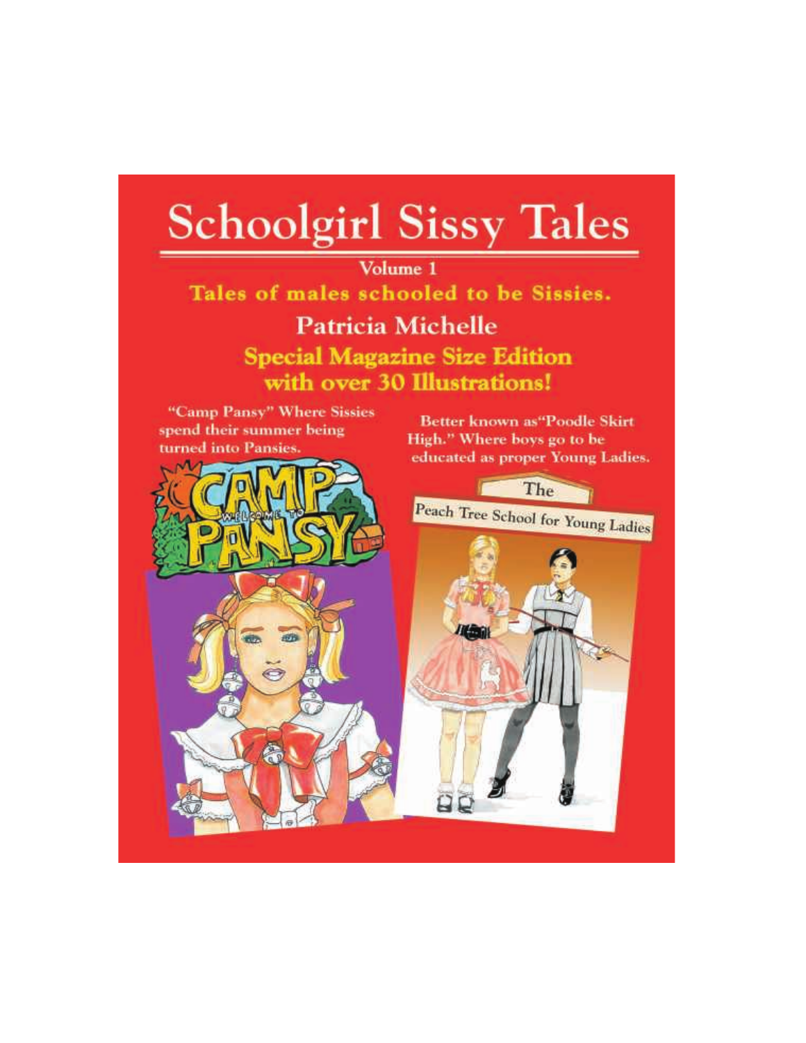# Schoolgirl Sissy Tales

Volume 1

**Tales of males schooled to be Sissies.**

## Patricia Michelle

**Special Magazine Size Edition with over 30 Illustrations!**

"Camp Pansy" Where Sissies spend their summer being turned into Pansies.

Better known as "Poodle Skirt High." Where boys go to be educated as proper Young Ladies.

Welcome to Camp Pansy

The Peach Tree School for Young Ladies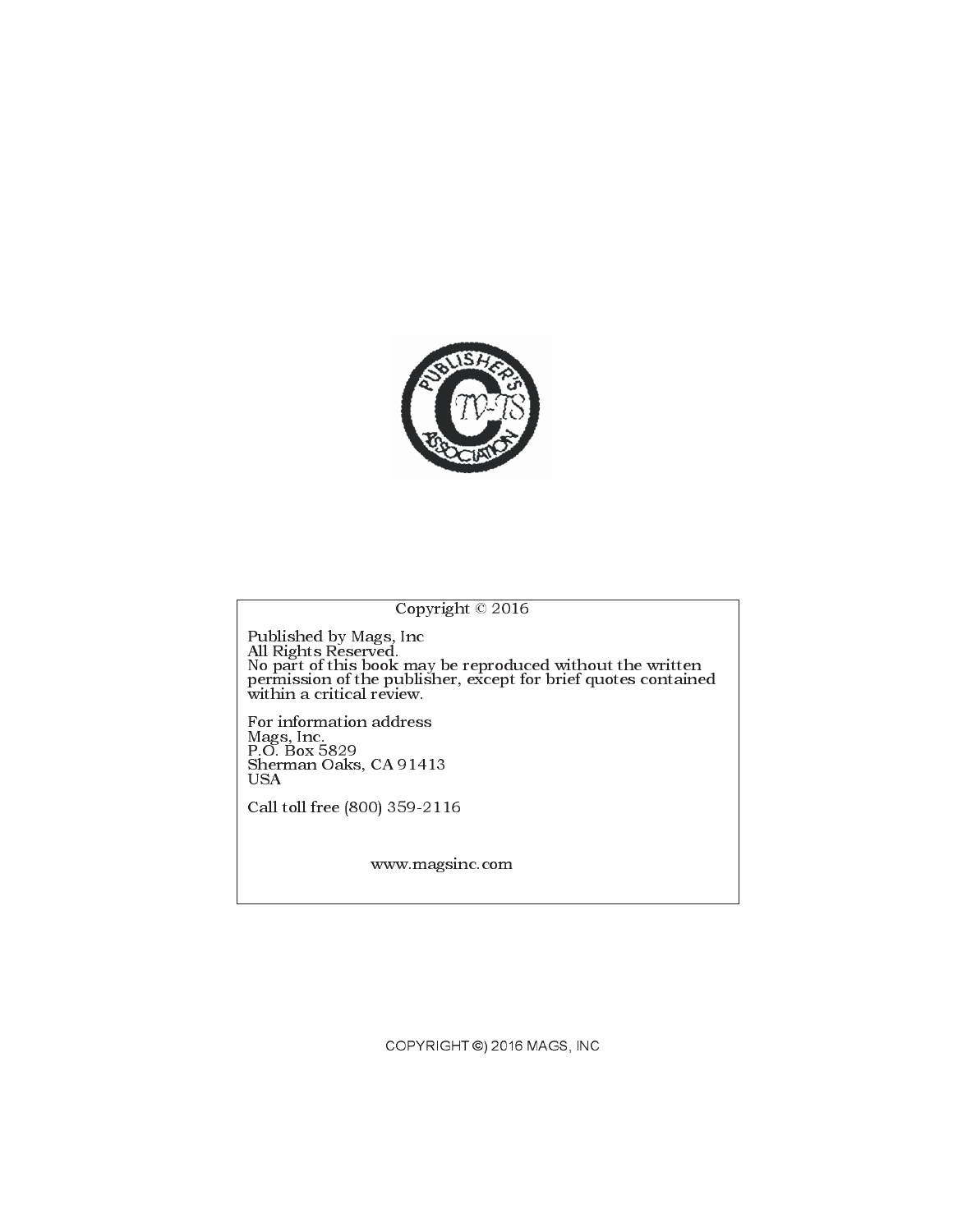Copyright © 2016

Published by Mags, Inc
All Rights Reserved.
No part of this book may be reproduced without the written permission of the publisher, except for brief quotes contained within a critical review.

For information address
Mags, Inc.
P.O. Box 5829
Sherman Oaks, CA 91413
USA

Call toll free (800) 359-2116

www.magsinc.com

COPYRIGHT ©) 2016 MAGS, INC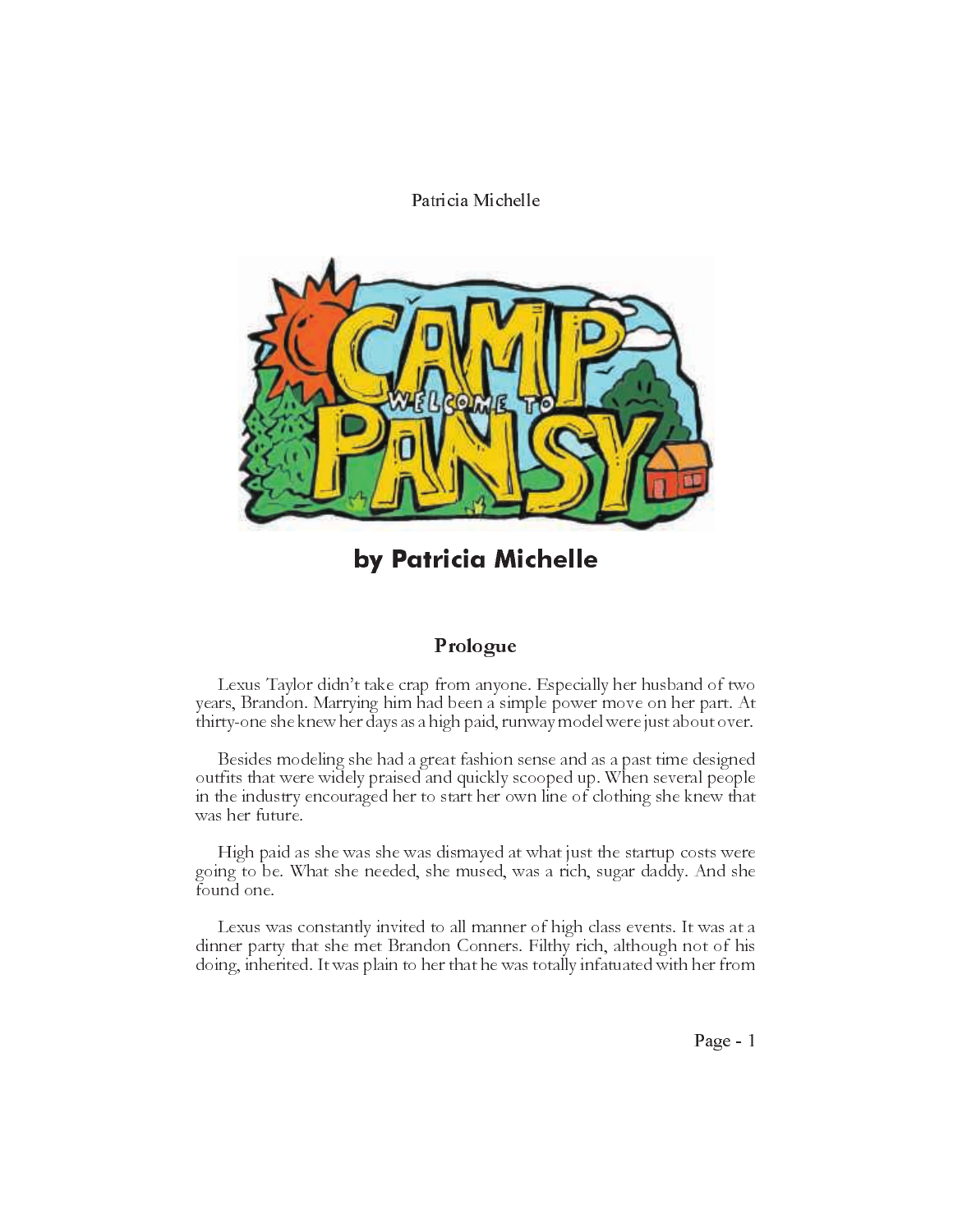Patricia Michelle

CAMP WELCOME TO PANSY

**by Patricia Michelle**

## Prologue

Lexus Taylor didn't take crap from anyone. Especially her husband of two years, Brandon. Marrying him had been a simple power move on her part. At thirty-one she knew her days as a high paid, runway model were just about over.

Besides modeling she had a great fashion sense and as a past time designed outfits that were widely praised and quickly scooped up. When several people in the industry encouraged her to start her own line of clothing she knew that was her future.

High paid as she was she was dismayed at what just the startup costs were going to be. What she needed, she mused, was a rich, sugar daddy. And she found one.

Lexus was constantly invited to all manner of high class events. It was at a dinner party that she met Brandon Conners. Filthy rich, although not of his doing, inherited. It was plain to her that he was totally infatuated with her from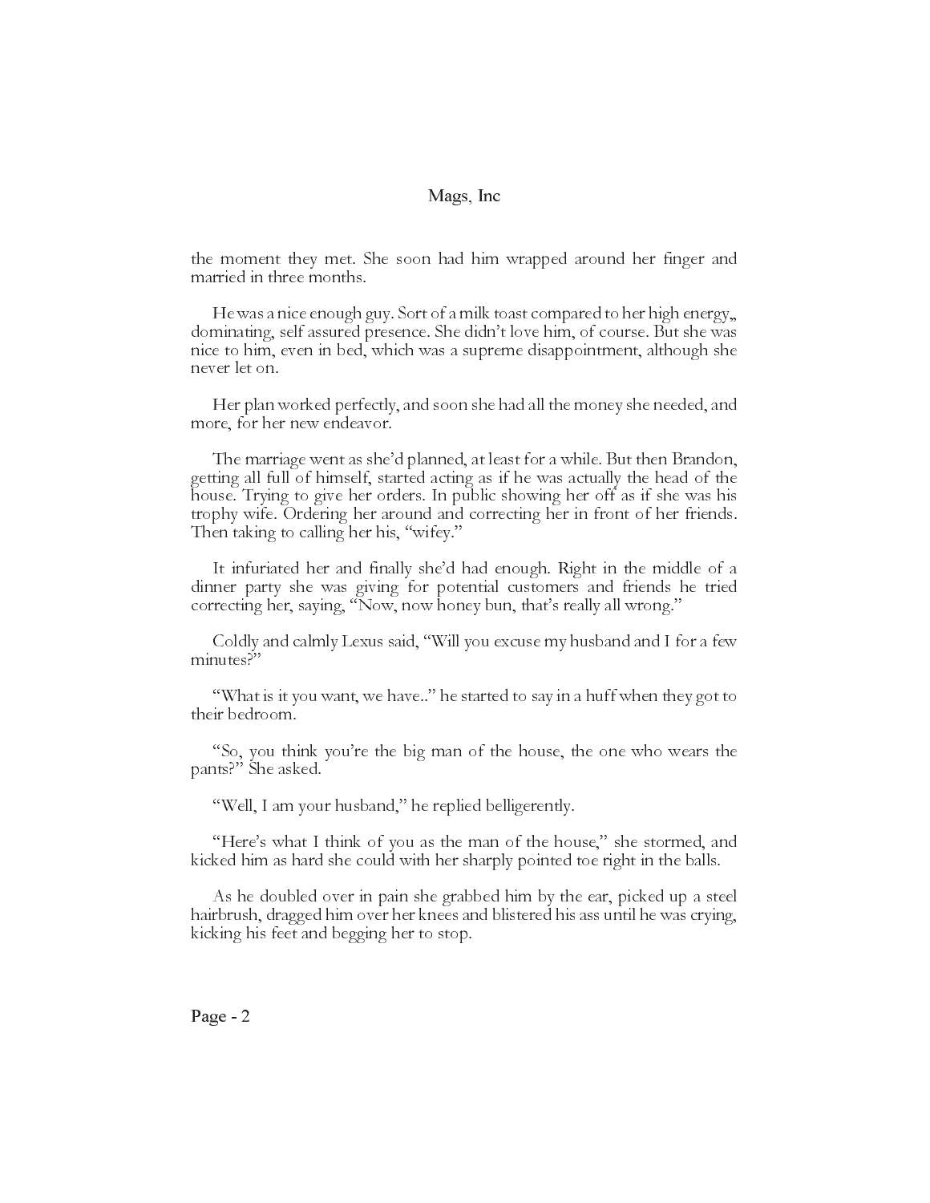the moment they met. She soon had him wrapped around her finger and married in three months.

He was a nice enough guy. Sort of a milk toast compared to her high energy,, dominating, self assured presence. She didn't love him, of course. But she was nice to him, even in bed, which was a supreme disappointment, although she never let on.

Her plan worked perfectly, and soon she had all the money she needed, and more, for her new endeavor.

The marriage went as she'd planned, at least for a while. But then Brandon, getting all full of himself, started acting as if he was actually the head of the house. Trying to give her orders. In public showing her off as if she was his trophy wife. Ordering her around and correcting her in front of her friends. Then taking to calling her his, "wifey."

It infuriated her and finally she'd had enough. Right in the middle of a dinner party she was giving for potential customers and friends he tried correcting her, saying, "Now, now honey bun, that's really all wrong."

Coldly and calmly Lexus said, "Will you excuse my husband and I for a few minutes?"

"What is it you want, we have.." he started to say in a huff when they got to their bedroom.

"So, you think you're the big man of the house, the one who wears the pants?" She asked.

"Well, I am your husband," he replied belligerently.

"Here's what I think of you as the man of the house," she stormed, and kicked him as hard she could with her sharply pointed toe right in the balls.

As he doubled over in pain she grabbed him by the ear, picked up a steel hairbrush, dragged him over her knees and blistered his ass until he was crying, kicking his feet and begging her to stop.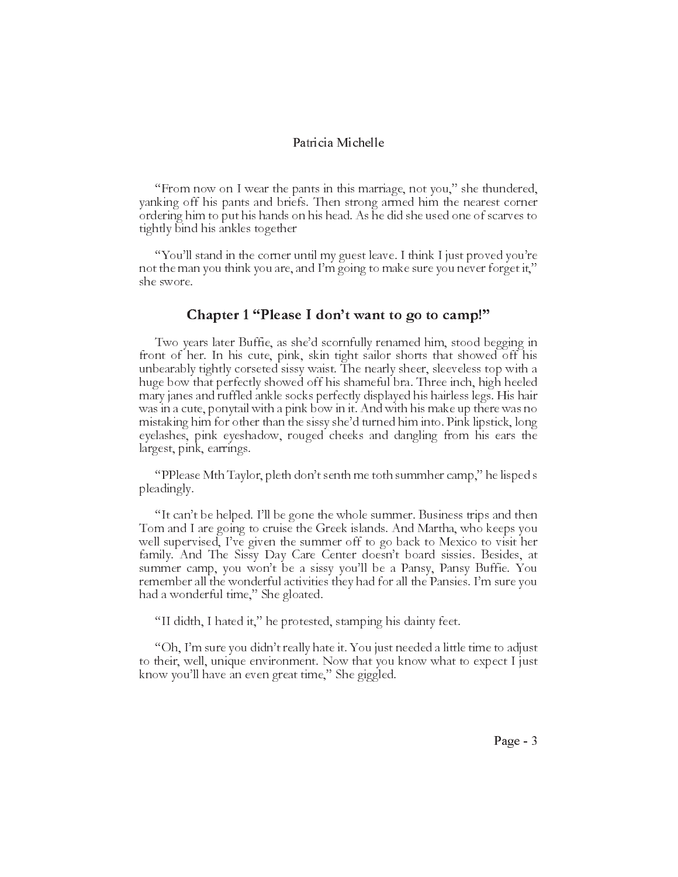"From now on I wear the pants in this marriage, not you," she thundered, yanking off his pants and briefs. Then strong armed him the nearest corner ordering him to put his hands on his head. As he did she used one of scarves to tightly bind his ankles together

"You'll stand in the corner until my guest leave. I think I just proved you're not the man you think you are, and I'm going to make sure you never forget it," she swore.

## Chapter 1 "Please I don't want to go to camp!"

Two years later Buffie, as she'd scornfully renamed him, stood begging in front of her. In his cute, pink, skin tight sailor shorts that showed off his unbearably tightly corseted sissy waist. The nearly sheer, sleeveless top with a huge bow that perfectly showed off his shameful bra. Three inch, high heeled mary janes and ruffled ankle socks perfectly displayed his hairless legs. His hair was in a cute, ponytail with a pink bow in it. And with his make up there was no mistaking him for other than the sissy she'd turned him into. Pink lipstick, long eyelashes, pink eyeshadow, rouged cheeks and dangling from his ears the largest, pink, earrings.

"PPlease Mth Taylor, pleth don't senth me toth summher camp," he lisped s pleadingly.

"It can't be helped. I'll be gone the whole summer. Business trips and then Tom and I are going to cruise the Greek islands. And Martha, who keeps you well supervised, I've given the summer off to go back to Mexico to visit her family. And The Sissy Day Care Center doesn't board sissies. Besides, at summer camp, you won't be a sissy you'll be a Pansy, Pansy Buffie. You remember all the wonderful activities they had for all the Pansies. I'm sure you had a wonderful time," She gloated.

"II didth, I hated it," he protested, stamping his dainty feet.

"Oh, I'm sure you didn't really hate it. You just needed a little time to adjust to their, well, unique environment. Now that you know what to expect I just know you'll have an even great time," She giggled.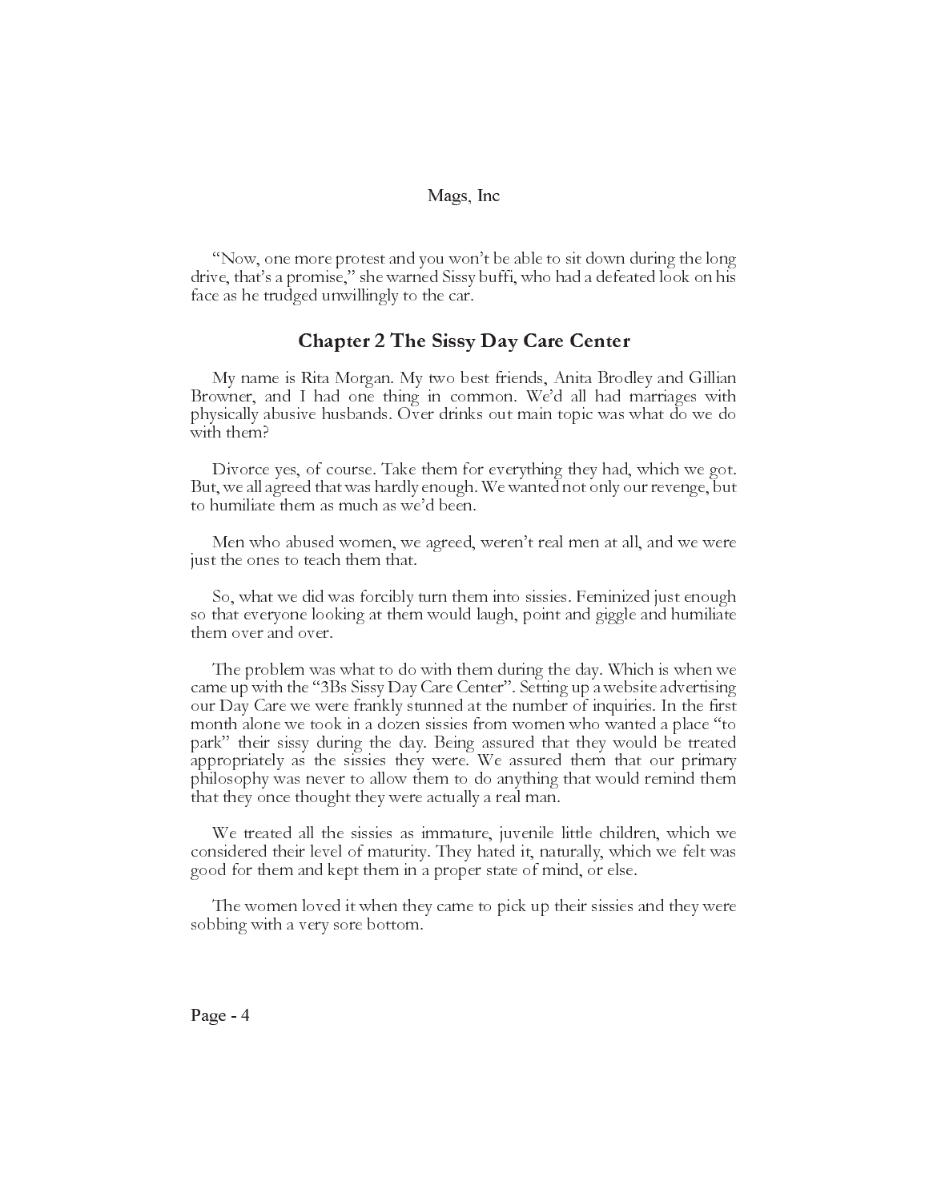"Now, one more protest and you won't be able to sit down during the long drive, that's a promise," she warned Sissy buffi, who had a defeated look on his face as he trudged unwillingly to the car.

## Chapter 2 The Sissy Day Care Center

My name is Rita Morgan. My two best friends, Anita Brodley and Gillian Browner, and I had one thing in common. We'd all had marriages with physically abusive husbands. Over drinks out main topic was what do we do with them?

Divorce yes, of course. Take them for everything they had, which we got. But, we all agreed that was hardly enough. We wanted not only our revenge, but to humiliate them as much as we'd been.

Men who abused women, we agreed, weren't real men at all, and we were just the ones to teach them that.

So, what we did was forcibly turn them into sissies. Feminized just enough so that everyone looking at them would laugh, point and giggle and humiliate them over and over.

The problem was what to do with them during the day. Which is when we came up with the "3Bs Sissy Day Care Center". Setting up a website advertising our Day Care we were frankly stunned at the number of inquiries. In the first month alone we took in a dozen sissies from women who wanted a place "to park" their sissy during the day. Being assured that they would be treated appropriately as the sissies they were. We assured them that our primary philosophy was never to allow them to do anything that would remind them that they once thought they were actually a real man.

We treated all the sissies as immature, juvenile little children, which we considered their level of maturity. They hated it, naturally, which we felt was good for them and kept them in a proper state of mind, or else.

The women loved it when they came to pick up their sissies and they were sobbing with a very sore bottom.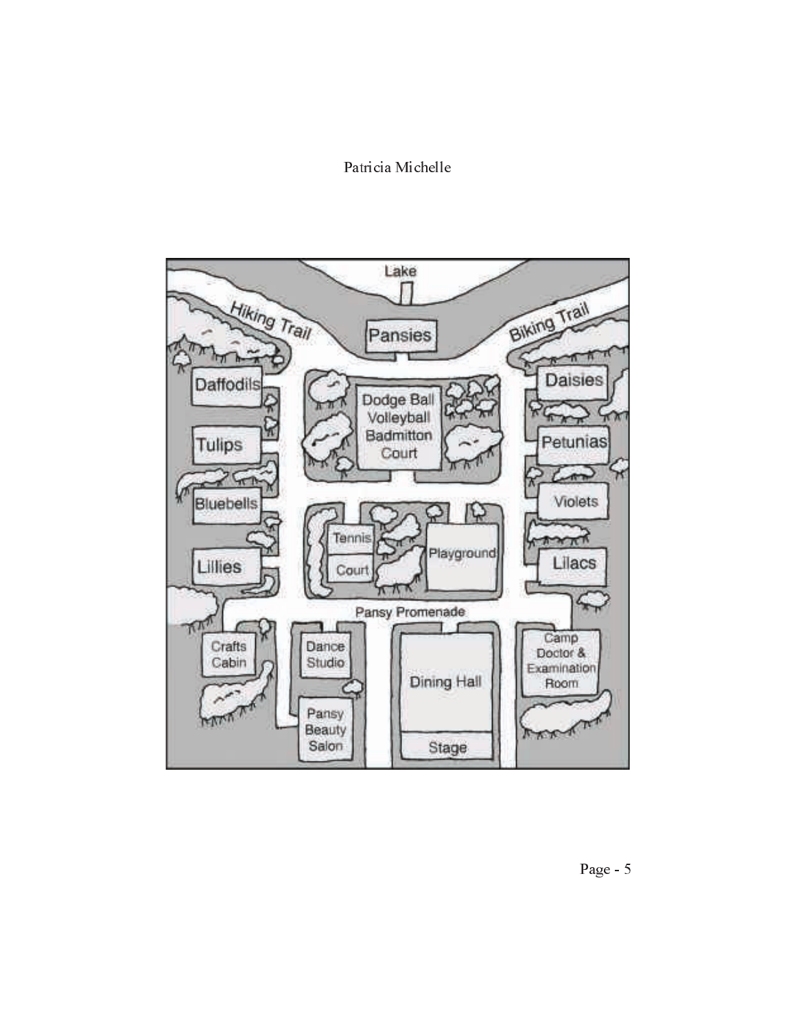Lake

Hiking Trail

Pansies

Biking Trail

Daffodils

Dodge Ball Volleyball Badmitton Court

Daisies

Tulips

Petunias

Bluebells

Violets

Tennis Court

Playground

Lillies

Lilacs

Pansy Promenade

Crafts Cabin

Dance Studio

Dining Hall

Camp Doctor & Examination Room

Pansy Beauty Salon

Stage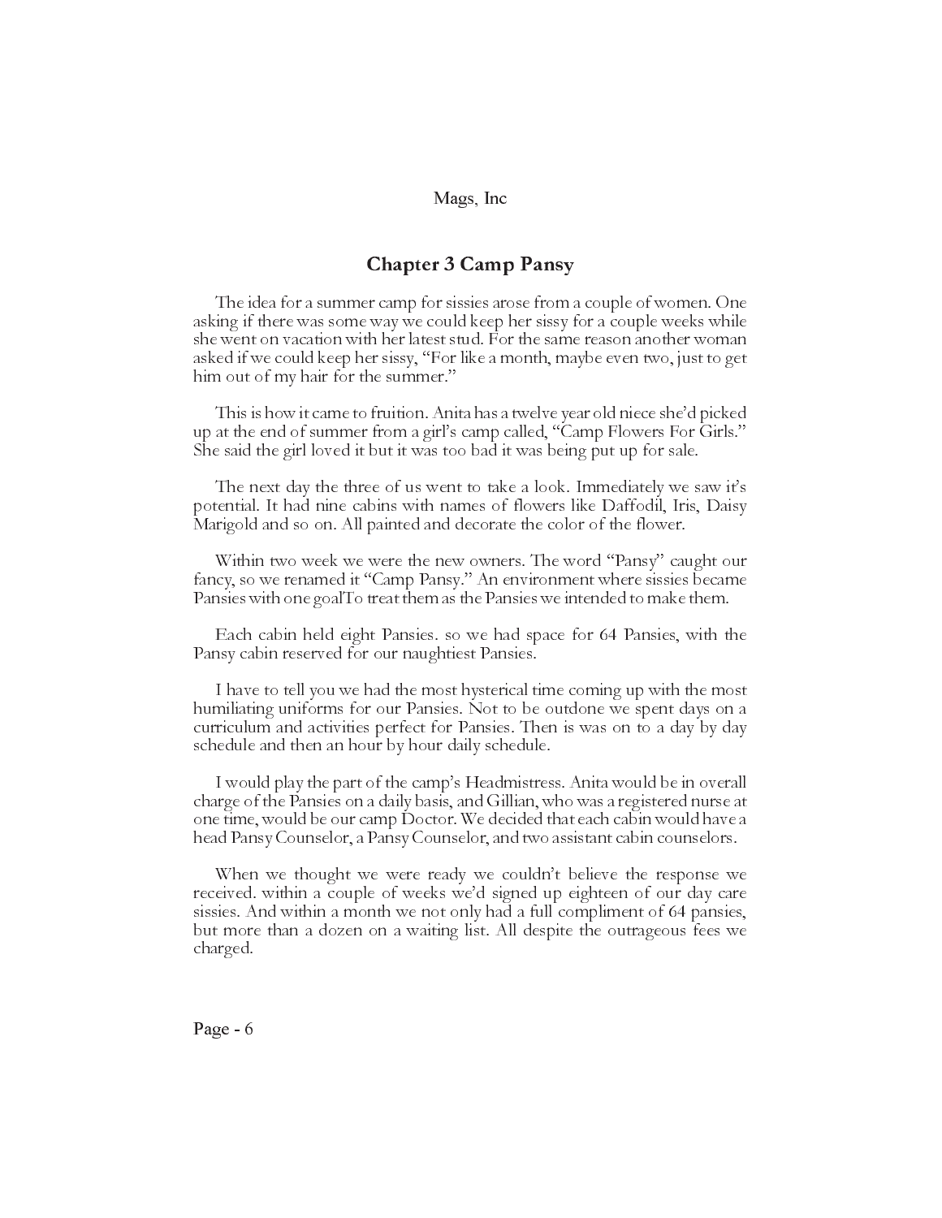## Chapter 3 Camp Pansy

The idea for a summer camp for sissies arose from a couple of women. One asking if there was some way we could keep her sissy for a couple weeks while she went on vacation with her latest stud. For the same reason another woman asked if we could keep her sissy, "For like a month, maybe even two, just to get him out of my hair for the summer."

This is how it came to fruition. Anita has a twelve year old niece she'd picked up at the end of summer from a girl's camp called, "Camp Flowers For Girls." She said the girl loved it but it was too bad it was being put up for sale.

The next day the three of us went to take a look. Immediately we saw it's potential. It had nine cabins with names of flowers like Daffodil, Iris, Daisy Marigold and so on. All painted and decorate the color of the flower.

Within two week we were the new owners. The word "Pansy" caught our fancy, so we renamed it "Camp Pansy." An environment where sissies became Pansies with one goalTo treat them as the Pansies we intended to make them.

Each cabin held eight Pansies. so we had space for 64 Pansies, with the Pansy cabin reserved for our naughtiest Pansies.

I have to tell you we had the most hysterical time coming up with the most humiliating uniforms for our Pansies. Not to be outdone we spent days on a curriculum and activities perfect for Pansies. Then is was on to a day by day schedule and then an hour by hour daily schedule.

I would play the part of the camp's Headmistress. Anita would be in overall charge of the Pansies on a daily basis, and Gillian, who was a registered nurse at one time, would be our camp Doctor. We decided that each cabin would have a head Pansy Counselor, a Pansy Counselor, and two assistant cabin counselors.

When we thought we were ready we couldn't believe the response we received. within a couple of weeks we'd signed up eighteen of our day care sissies. And within a month we not only had a full compliment of 64 pansies, but more than a dozen on a waiting list. All despite the outrageous fees we charged.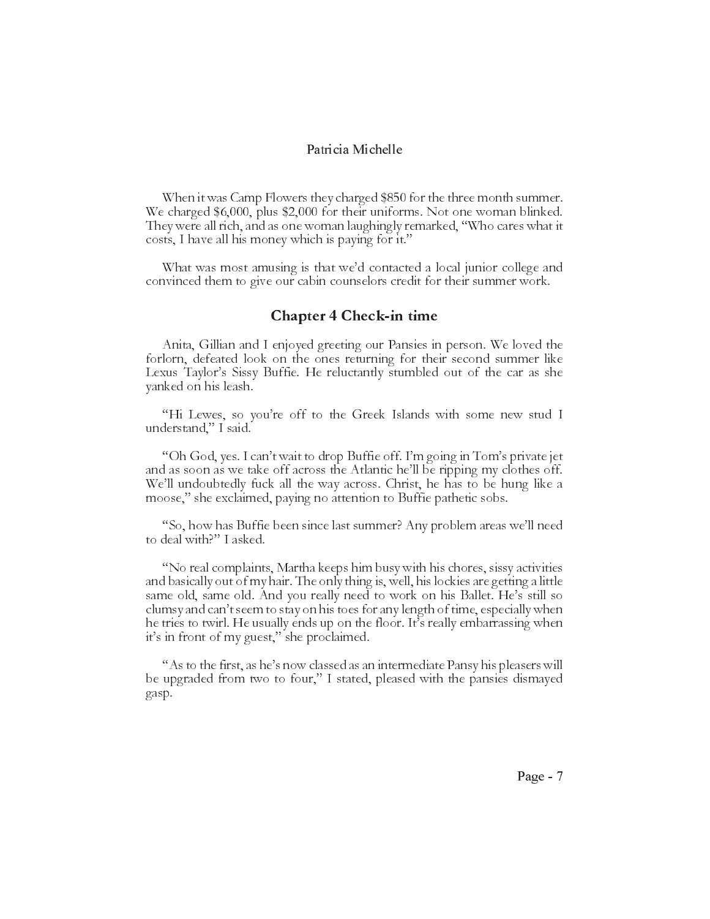When it was Camp Flowers they charged $850 for the three month summer. We charged $6,000, plus $2,000 for their uniforms. Not one woman blinked. They were all rich, and as one woman laughingly remarked, "Who cares what it costs, I have all his money which is paying for it."

What was most amusing is that we'd contacted a local junior college and convinced them to give our cabin counselors credit for their summer work.

## Chapter 4 Check-in time

Anita, Gillian and I enjoyed greeting our Pansies in person. We loved the forlorn, defeated look on the ones returning for their second summer like Lexus Taylor's Sissy Buffie. He reluctantly stumbled out of the car as she yanked on his leash.

"Hi Lewes, so you're off to the Greek Islands with some new stud I understand," I said.

"Oh God, yes. I can't wait to drop Buffie off. I'm going in Tom's private jet and as soon as we take off across the Atlantic he'll be ripping my clothes off. We'll undoubtedly fuck all the way across. Christ, he has to be hung like a moose," she exclaimed, paying no attention to Buffie pathetic sobs.

"So, how has Buffie been since last summer? Any problem areas we'll need to deal with?" I asked.

"No real complaints, Martha keeps him busy with his chores, sissy activities and basically out of my hair. The only thing is, well, his lockies are getting a little same old, same old. And you really need to work on his Ballet. He's still so clumsy and can't seem to stay on his toes for any length of time, especially when he tries to twirl. He usually ends up on the floor. It's really embarrassing when it's in front of my guest," she proclaimed.

"As to the first, as he's now classed as an intermediate Pansy his pleasers will be upgraded from two to four," I stated, pleased with the pansies dismayed gasp.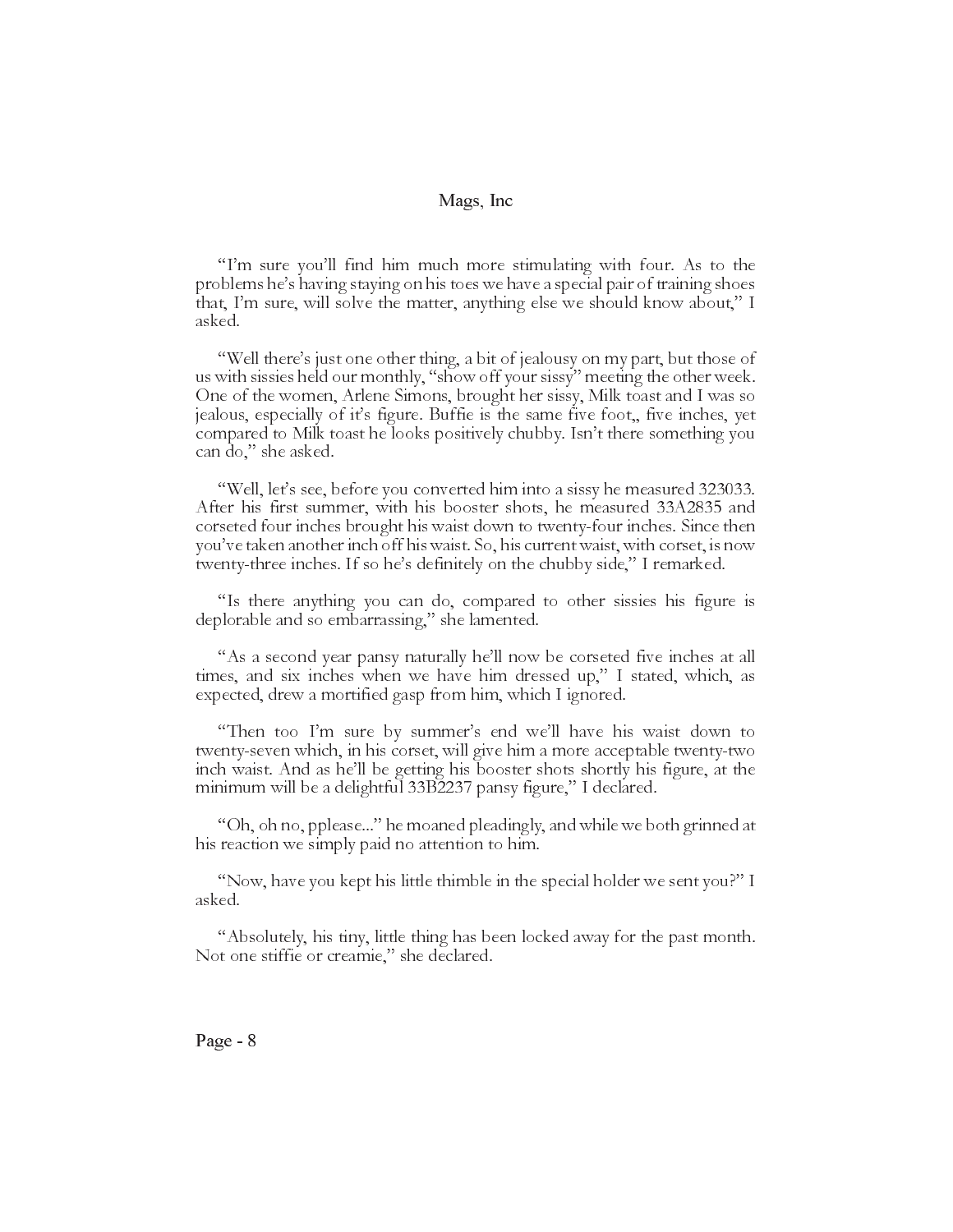"I'm sure you'll find him much more stimulating with four. As to the problems he's having staying on his toes we have a special pair of training shoes that, I'm sure, will solve the matter, anything else we should know about," I asked.

"Well there's just one other thing, a bit of jealousy on my part, but those of us with sissies held our monthly, "show off your sissy" meeting the other week. One of the women, Arlene Simons, brought her sissy, Milk toast and I was so jealous, especially of it's figure. Buffie is the same five foot,, five inches, yet compared to Milk toast he looks positively chubby. Isn't there something you can do," she asked.

"Well, let's see, before you converted him into a sissy he measured 323033. After his first summer, with his booster shots, he measured 33A2835 and corseted four inches brought his waist down to twenty-four inches. Since then you've taken another inch off his waist. So, his current waist, with corset, is now twenty-three inches. If so he's definitely on the chubby side," I remarked.

"Is there anything you can do, compared to other sissies his figure is deplorable and so embarrassing," she lamented.

"As a second year pansy naturally he'll now be corseted five inches at all times, and six inches when we have him dressed up," I stated, which, as expected, drew a mortified gasp from him, which I ignored.

"Then too I'm sure by summer's end we'll have his waist down to twenty-seven which, in his corset, will give him a more acceptable twenty-two inch waist. And as he'll be getting his booster shots shortly his figure, at the minimum will be a delightful 33B2237 pansy figure," I declared.

"Oh, oh no, pplease..." he moaned pleadingly, and while we both grinned at his reaction we simply paid no attention to him.

"Now, have you kept his little thimble in the special holder we sent you?" I asked.

"Absolutely, his tiny, little thing has been locked away for the past month. Not one stiffie or creamie," she declared.